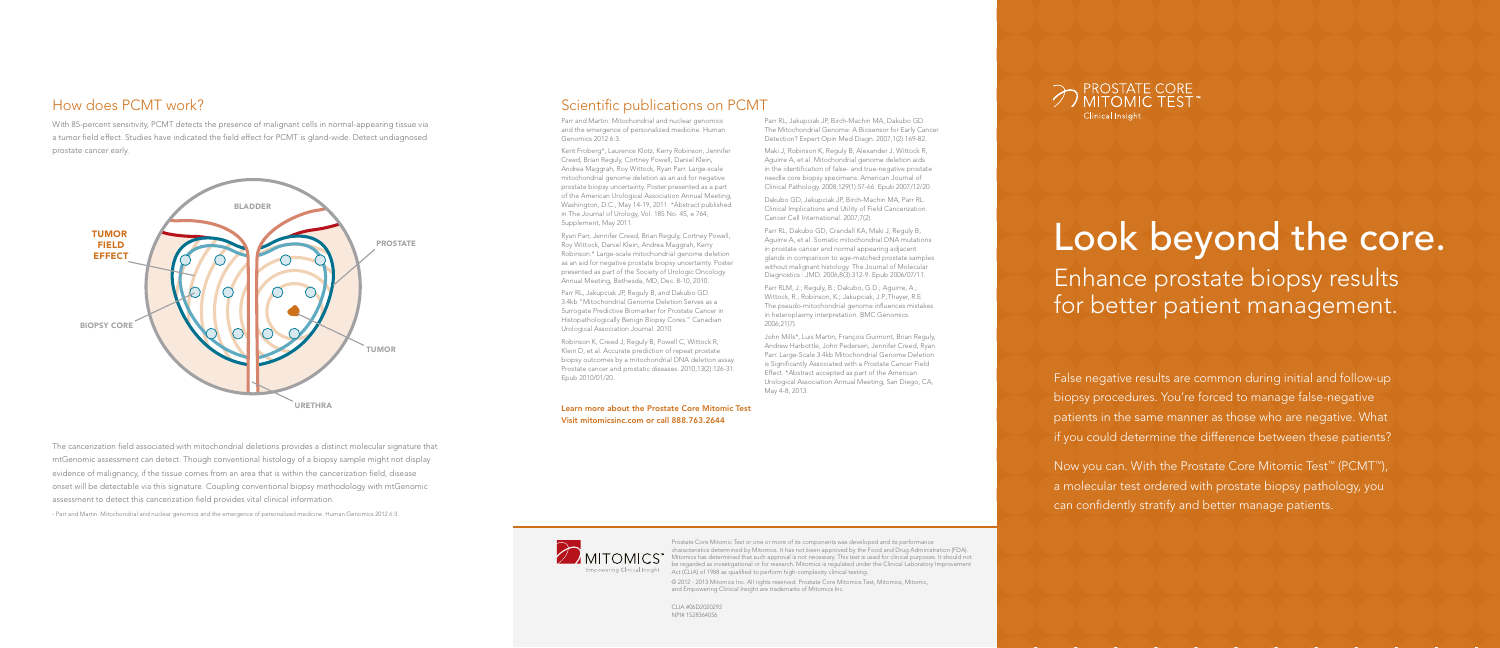## How does PCMT work?

With 85-percent sensitivity, PCMT detects the presence of malignant cells in normal-appearing tissue via a tumor field effect. Studies have indicated the field effect for PCMT is gland-wide. Detect undiagnosed prostate cancer early.

BLADDER

TUMOR FIELD EFFECT

PROSTATE

BIOPSY CORE

TUMOR

URETHRA

The cancerization field associated with mitochondrial deletions provides a distinct molecular signature that mtGenomic assessment can detect. Though conventional histology of a biopsy sample might not display evidence of malignancy, if the tissue comes from an area that is within the cancerization field, disease onset will be detectable via this signature. Coupling conventional biopsy methodology with mtGenomic assessment to detect this cancerization field provides vital clinical information.

- Parr and Martin: Mitochondrial and nuclear genomics and the emergence of personalized medicine. Human Genomics 2012 6:3.

## Scientific publications on PCMT

Parr and Martin: Mitochondrial and nuclear genomics and the emergence of personalized medicine. Human Genomics 2012 6:3.

Kent Froberg*, Laurence Klotz, Kerry Robinson, Jennifer Creed, Brian Reguly, Cortney Powell, Daniel Klein, Andrea Maggrah, Roy Wittock, Ryan Parr. Large-scale mitochondrial genome deletion as an aid for negative prostate biopsy uncertainty. Poster presented as a part of the American Urological Association Annual Meeting, Washington, D.C., May 14-19, 2011. *Abstract published in The Journal of Urology, Vol. 185 No. 4S, e 764, Supplement, May 2011.

Ryan Parr, Jennifer Creed, Brian Reguly, Cortney Powell, Roy Wittock, Daniel Klein, Andrea Maggrah, Kerry Robinson.* Large-scale mitochondrial genome deletion as an aid for negative prostate biopsy uncertainty. Poster presented as part of the Society of Urologic Oncology Annual Meeting, Bethesda, MD, Dec. 8-10, 2010.

Parr RL, Jakupciak JP, Reguly B, and Dakubo GD. 3.4kb "Mitochondrial Genome Deletion Serves as a Surrogate Predictive Biomarker for Prostate Cancer in Histopathologically Benign Biopsy Cores." Canadian Urological Association Journal. 2010.

Robinson K, Creed J, Reguly B, Powell C, Wittock R, Klein D, et al. Accurate prediction of repeat prostate biopsy outcomes by a mitochondrial DNA deletion assay. Prostate cancer and prostatic diseases. 2010;13(2):126-31. Epub 2010/01/20.

Parr RL, Jakupciak JP, Birch-Machin MA, Dakubo GD. The Mitochondrial Genome: A Biosensor for Early Cancer Detection? Expert Opin Med Diagn. 2007;1(2):169-82.

Maki J, Robinson K, Reguly B, Alexander J, Wittock R, Aguirre A, et al. Mitochondrial genome deletion aids in the identification of false- and true-negative prostate needle core biopsy specimens. American Journal of Clinical Pathology. 2008;129(1):57-66. Epub 2007/12/20.

Dakubo GD, Jakupciak JP, Birch-Machin MA, Parr RL. Clinical Implications and Utility of Field Cancerization. Cancer Cell International. 2007;7(2).

Parr RL, Dakubo GD, Crandall KA, Maki J, Reguly B, Aguirre A, et al. Somatic mitochondrial DNA mutations in prostate cancer and normal appearing adjacent glands in comparison to age-matched prostate samples without malignant histology. The Journal of Molecular Diagnostics : JMD. 2006;8(3):312-9. Epub 2006/07/11.

Parr RLM, J.; Reguly, B.; Dakubo, G.D.; Aguirre, A.; Wittock, R.; Robinson, K.; Jakupciak, J.P.;Thayer, R.E. The pseudo-mitochondrial genome influences mistakes in heteroplasmy interpretation. BMC Genomics. 2006;21(7).

John Mills*, Luis Martin, François Guimont, Brian Reguly, Andrew Harbottle, John Pedersen, Jennifer Creed, Ryan Parr. Large-Scale 3.4kb Mitochondrial Genome Deletion is Significantly Associated with a Prostate Cancer Field Effect. *Abstract accepted as part of the American Urological Association Annual Meeting, San Diego, CA, May 4-8, 2013.

**Learn more about the Prostate Core Mitomic Test**
**Visit mitomicsinc.com or call 888.763.2644**

MITOMICS™ Empowering Clinical Insight

Prostate Core Mitomic Test or one or more of its components was developed and its performance characteristics determined by Mitomics. It has not been approved by the Food and Drug Administration (FDA). Mitomics has determined that such approval is not necessary. This test is used for clinical purposes. It should not be regarded as investigational or for research. Mitomics is regulated under the Clinical Laboratory Improvement Act (CLIA) of 1988 as qualified to perform high-complexity clinical testing.

© 2012 - 2013 Mitomics Inc. All rights reserved. Prostate Core Mitomics Test, Mitomics, Mitomic, and Empowering Clinical Insight are trademarks of Mitomics Inc.

CLIA #06D2020292
NPI# 1528366056

PROSTATE CORE MITOMIC TEST™ Clinical Insight

# Look beyond the core.

## Enhance prostate biopsy results for better patient management.

False negative results are common during initial and follow-up biopsy procedures. You're forced to manage false-negative patients in the same manner as those who are negative. What if you could determine the difference between these patients?

Now you can. With the Prostate Core Mitomic Test™ (PCMT™), a molecular test ordered with prostate biopsy pathology, you can confidently stratify and better manage patients.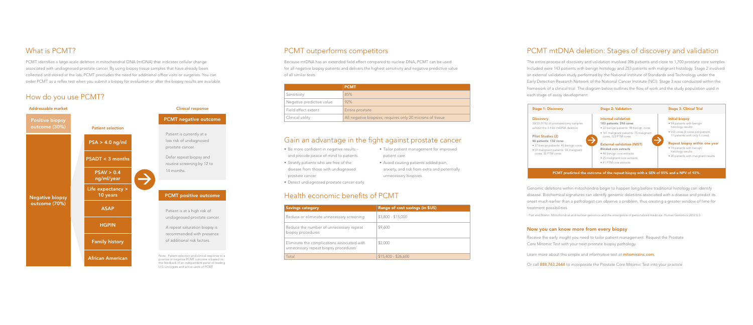## What is PCMT?

PCMT identifies a large-scale deletion in mitochondrial DNA (mtDNA) that indicates cellular change associated with undiagnosed prostate cancer. By using biopsy tissue samples that have already been collected and stored at the lab, PCMT precludes the need for additional office visits or surgeries. You can order PCMT as a reflex test when you submit a biopsy for evaluation or after the biopsy results are available.

## How do you use PCMT?

**Addressable market**

- Positive biopsy outcome (30%)
- Negative biopsy outcome (70%)

**Patient selection**

- PSA > 4.0 ng/ml
- PSADT < 3 months
- PSAV > 0.4 ng/ml/year
- Life expectancy > 10 years
- ASAP
- HGPIN
- Family history
- African American

**Clinical response**

**PCMT negative outcome**

Patient is currently at a low risk of undiagnosed prostate cancer.

Defer repeat biopsy and routine screening by 12 to 14 months.

**PCMT positive outcome**

Patient is at a high risk of undiagnosed prostate cancer.

A repeat saturation biopsy is recommended with presence of additional risk factors.

Note: Patient selection and clinical response to a positive or negative PCMT outcome is based on the feedback of an independent panel of leading U.S. urologists and active users of PCMT.

## PCMT outperforms competitors

Because mtDNA has an extended field effect compared to nuclear DNA, PCMT can be used for all negative biopsy patients and delivers the highest sensitivity and negative predictive value of all similar tests.

| | PCMT |
|---|---|
| Sensitivity | 85% |
| Negative predictive value | 92% |
| Field effect extent | Entire prostate |
| Clinical utility | All negative biopsies; requires only 20 microns of tissue |

## Gain an advantage in the fight against prostate cancer

- Be more confident in negative results – and provide peace of mind to patients.
- Stratify patients who are free of the disease from those with undiagnosed prostate cancer.
- Detect undiagnosed prostate cancer early.
- Tailor patient management for improved patient care.
- Avoid causing patients added pain, anxiety, and risk from extra and potentially unnecessary biopsies.

## Health economic benefits of PCMT

| Savings category | Range of cost savings (in $US) |
|---|---|
| Reduce or eliminate unnecessary screening | $3,800 - $15,000 |
| Reduce the number of unnecessary repeat biopsy procedures | $9,600 |
| Eliminate the complications associated with unnecessary repeat biopsy procedures | $2,000 |
| Total | $15,400 - $26,600 |

## PCMT mtDNA deletion: Stages of discovery and validation

The entire process of discovery and validation involved 396 patients and close to 1,700 prostate core samples. Included were 143 patients with benign histology and 253 patients with malignant histology. Stage 2 involved an external validation study performed by the National Institute of Standards and Technology under the Early Detection Research Network of the National Cancer Institute (NCI). Stage 3 was conducted within the framework of a clinical trial. The diagram below outlines the flow of work and the study population used in each stage of assay development:

**Stage 1: Discovery**

**Discovery**
30/33 (91%) of prostatectomy samples exhibit the 3.4 kb mtDNA deletion

**Pilot Studies (2)**
86 patients: 132 cores
- 27 benign patients: 43 benign cores
- 59 malignant patients: 54 malignant cores, 35 PTM cores

**Stage 2: Validation**

**Internal validation**
183 patients: 296 cores
- 22 benign patients: 98 benign cores
- 161 malignant patients: 75 malignant cores, 123 PTM cores

**External validation (NIST)**
Blinded core extracts
- 46 benign core extracts
- 25 malignant core extracts
- 41 PTM core extracts

**Stage 3: Clinical Trial**

**Initial biopsy**
- 94 patients with benign histology results
- 553 cores (6 cores per patient; 11 patients with only 5 cores)

**Repeat biopsy within one year**
- 74 patients with benign histology results
- 20 patients with malignant results

**PCMT predicted the outcome of the repeat biopsy with a SEN of 85% and a NPV of 92%.**

Genomic deletions within mitochondria begin to happen long before traditional histology can identify disease. Biochemical signatures can identify genomic deletions associated with a disease and predict its onset much earlier than a pathologist can observe a problem, thus creating a greater window of time for treatment possibilities.

- Parr and Martin. Mitochondrial and nuclear genomics and the emergence of personalized medicine. Human Genomics 2012 6:3.

### Now you can know more from every biopsy

Receive the early insight you need to tailor patient management. Request the Prostate Core Mitomic Test with your next prostate biopsy pathology.

Learn more about this simple and informative test at mitomicsinc.com.

Or call 888.763.2644 to incorporate the Prostate Core Mitomic Test into your practice.